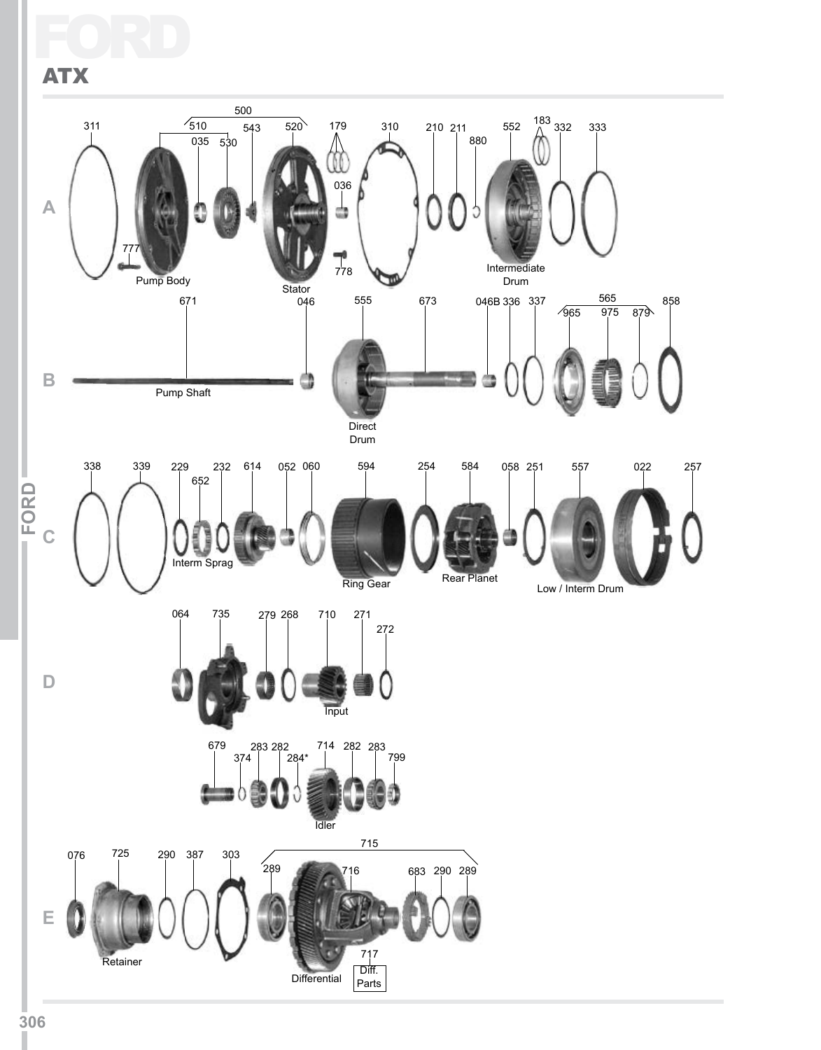# FORD

## ATX

**A**

500

311 — 510 — 035 — 530 — 543 — 520 — 179 — 036 — 310 — 210 — 211 — 880 — 552 — 183 — 332 — 333

777 — Pump Body — Stator — 778 — Intermediate Drum

**B**

671 — Pump Shaft — 046 — 555 — Direct Drum — 673 — 046B — 336 — 337 — 565 — 965 — 975 — 879 — 858

**C**

338 — 339 — 229 — 652 — Interm Sprag — 232 — 614 — 052 — 060 — 594 — Ring Gear — 254 — 584 — Rear Planet — 058 — 251 — 557 — Low / Interm Drum — 022 — 257

**D**

064 — 735 — 279 — 268 — 710 — Input — 271 — 272

679 — 374 — 283 — 282 — 284* — 714 — Idler — 282 — 283 — 799

**E**

076 — 725 — Retainer — 290 — 387 — 303 — 715 — 289 — 716 — Differential — 717 — Diff. Parts — 683 — 290 — 289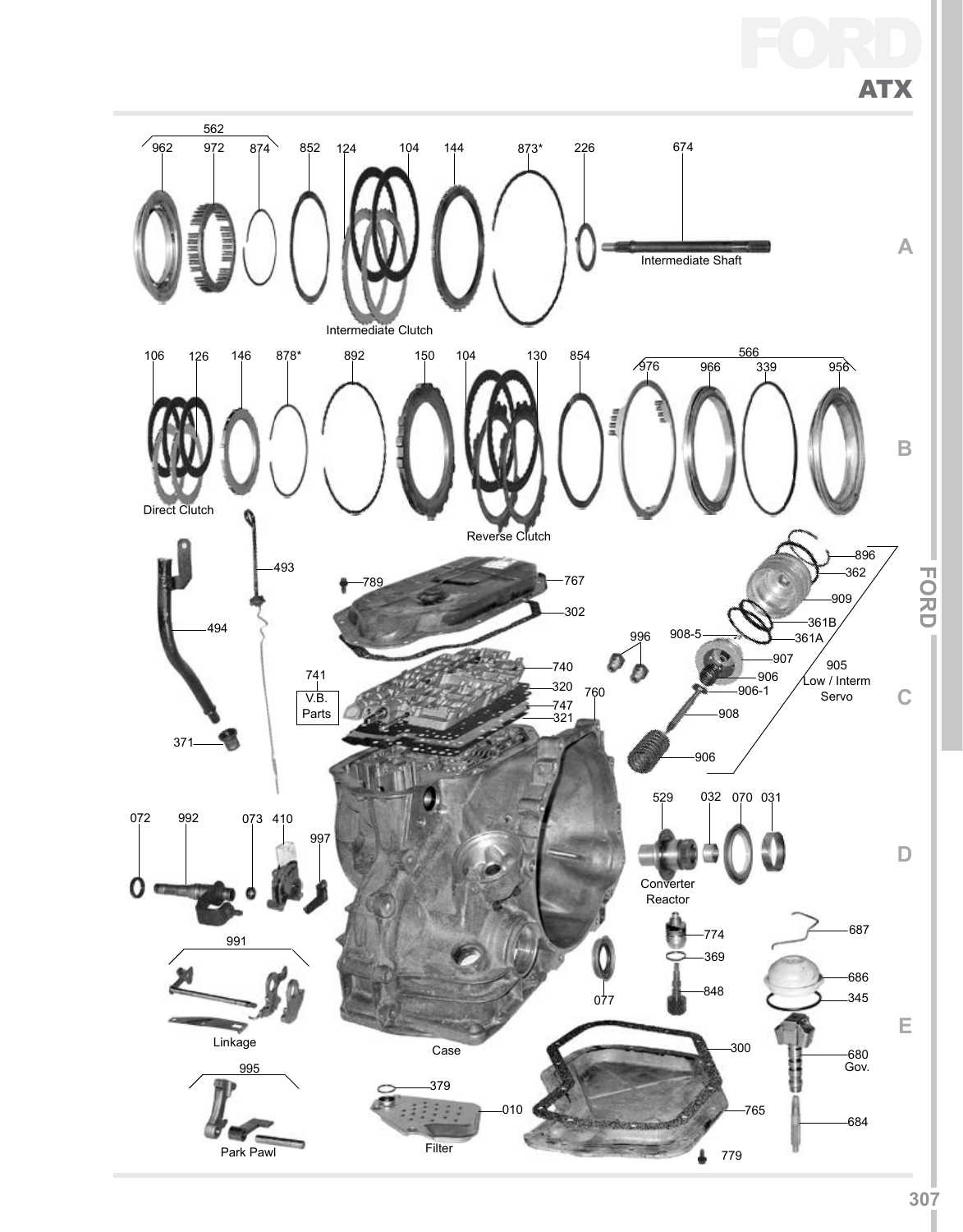# FORD

## ATX

562

962 972 874 852 124 104 144 873* 226 674

Intermediate Shaft

Intermediate Clutch

566

106 126 146 878* 892 150 104 130 854 976 966 339 956

Direct Clutch

Reverse Clutch

493

494

371

789

767

302

741

V.B. Parts

740

320

747

321

760

996

908-5

896

362

909

361B

361A

907

906

906-1

908

906

905

Low / Interm Servo

072 992 073 410 997

529 032 070 031

Converter Reactor

991

Linkage

995

Park Pawl

Case

077

774

369

848

687

686

345

680

Gov.

684

300

765

779

379

010

Filter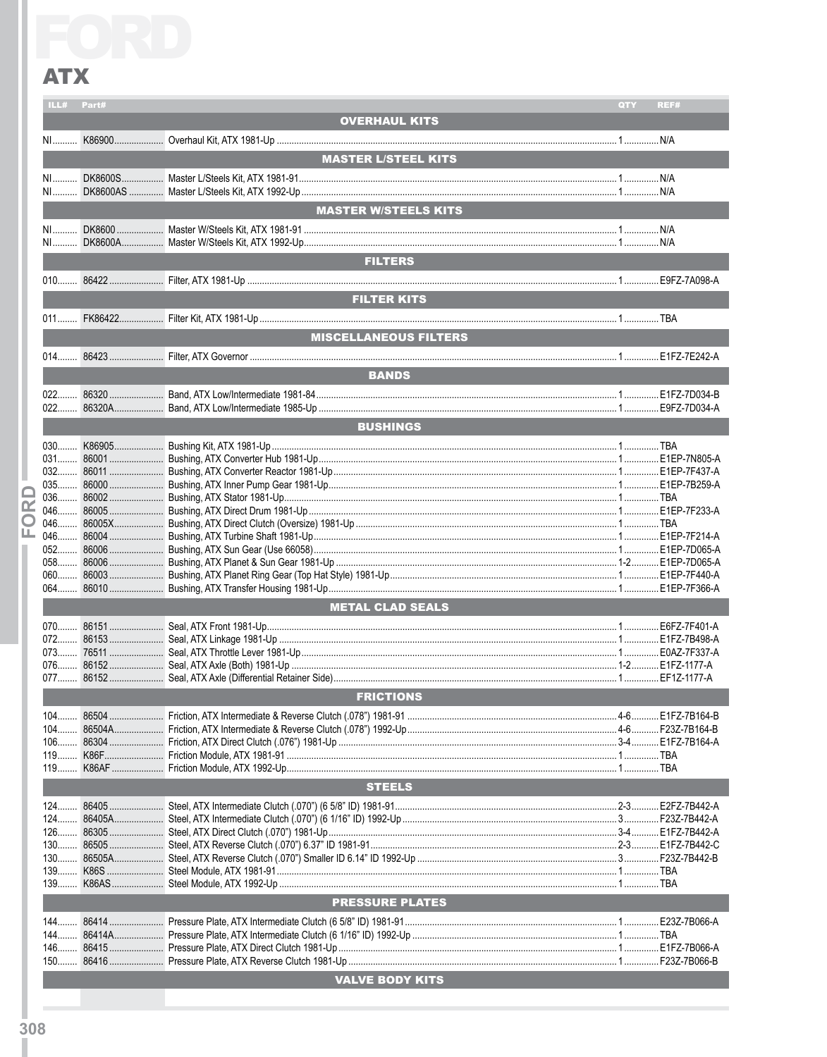# FORD

## ATX

| ILL# | Part# | | QTY | REF# |
|---|---|---|---|---|
| | | **OVERHAUL KITS** | | |
| NI | K86900 | Overhaul Kit, ATX 1981-Up | 1 | N/A |
| | | **MASTER L/STEEL KITS** | | |
| NI | DK8600S | Master L/Steels Kit, ATX 1981-91 | 1 | N/A |
| NI | DK8600AS | Master L/Steels Kit, ATX 1992-Up | 1 | N/A |
| | | **MASTER W/STEELS KITS** | | |
| NI | DK8600 | Master W/Steels Kit, ATX 1981-91 | 1 | N/A |
| NI | DK8600A | Master W/Steels Kit, ATX 1992-Up | 1 | N/A |
| | | **FILTERS** | | |
| 010 | 86422 | Filter, ATX 1981-Up | 1 | E9FZ-7A098-A |
| | | **FILTER KITS** | | |
| 011 | FK86422 | Filter Kit, ATX 1981-Up | 1 | TBA |
| | | **MISCELLANEOUS FILTERS** | | |
| 014 | 86423 | Filter, ATX Governor | 1 | E1FZ-7E242-A |
| | | **BANDS** | | |
| 022 | 86320 | Band, ATX Low/Intermediate 1981-84 | 1 | E1FZ-7D034-B |
| 022 | 86320A | Band, ATX Low/Intermediate 1985-Up | 1 | E9FZ-7D034-A |
| | | **BUSHINGS** | | |
| 030 | K86905 | Bushing Kit, ATX 1981-Up | 1 | TBA |
| 031 | 86001 | Bushing, ATX Converter Hub 1981-Up | 1 | E1EP-7N805-A |
| 032 | 86011 | Bushing, ATX Converter Reactor 1981-Up | 1 | E1EP-7F437-A |
| 035 | 86000 | Bushing, ATX Inner Pump Gear 1981-Up | 1 | E1EP-7B259-A |
| 036 | 86002 | Bushing, ATX Stator 1981-Up | 1 | TBA |
| 046 | 86005 | Bushing, ATX Direct Drum 1981-Up | 1 | E1EP-7F233-A |
| 046 | 86005X | Bushing, ATX Direct Clutch (Oversize) 1981-Up | 1 | TBA |
| 046 | 86004 | Bushing, ATX Turbine Shaft 1981-Up | 1 | E1EP-7F214-A |
| 052 | 86006 | Bushing, ATX Sun Gear (Use 66058) | 1 | E1EP-7D065-A |
| 058 | 86006 | Bushing, ATX Planet & Sun Gear 1981-Up | 1-2 | E1EP-7D065-A |
| 060 | 86003 | Bushing, ATX Planet Ring Gear (Top Hat Style) 1981-Up | 1 | E1EP-7F440-A |
| 064 | 86010 | Bushing, ATX Transfer Housing 1981-Up | 1 | E1EP-7F366-A |
| | | **METAL CLAD SEALS** | | |
| 070 | 86151 | Seal, ATX Front 1981-Up | 1 | E6FZ-7F401-A |
| 072 | 86153 | Seal, ATX Linkage 1981-Up | 1 | E1FZ-7B498-A |
| 073 | 76511 | Seal, ATX Throttle Lever 1981-Up | 1 | E0AZ-7F337-A |
| 076 | 86152 | Seal, ATX Axle (Both) 1981-Up | 1-2 | E1FZ-1177-A |
| 077 | 86152 | Seal, ATX Axle (Differential Retainer Side) | 1 | EF1Z-1177-A |
| | | **FRICTIONS** | | |
| 104 | 86504 | Friction, ATX Intermediate & Reverse Clutch (.078") 1981-91 | 4-6 | E1FZ-7B164-B |
| 104 | 86504A | Friction, ATX Intermediate & Reverse Clutch (.078") 1992-Up | 4-6 | F23Z-7B164-B |
| 106 | 86304 | Friction, ATX Direct Clutch (.076") 1981-Up | 3-4 | E1FZ-7B164-A |
| 119 | K86F | Friction Module, ATX 1981-91 | 1 | TBA |
| 119 | K86AF | Friction Module, ATX 1992-Up | 1 | TBA |
| | | **STEELS** | | |
| 124 | 86405 | Steel, ATX Intermediate Clutch (.070") (6 5/8" ID) 1981-91 | 2-3 | E2FZ-7B442-A |
| 124 | 86405A | Steel, ATX Intermediate Clutch (.070") (6 1/16" ID) 1992-Up | 3 | F23Z-7B442-A |
| 126 | 86305 | Steel, ATX Direct Clutch (.070") 1981-Up | 3-4 | E1FZ-7B442-A |
| 130 | 86505 | Steel, ATX Reverse Clutch (.070") 6.37" ID 1981-91 | 2-3 | E1FZ-7B442-C |
| 130 | 86505A | Steel, ATX Reverse Clutch (.070") Smaller ID 6.14" ID 1992-Up | 3 | F23Z-7B442-B |
| 139 | K86S | Steel Module, ATX 1981-91 | 1 | TBA |
| 139 | K86AS | Steel Module, ATX 1992-Up | 1 | TBA |
| | | **PRESSURE PLATES** | | |
| 144 | 86414 | Pressure Plate, ATX Intermediate Clutch (6 5/8" ID) 1981-91 | 1 | E23Z-7B066-A |
| 144 | 86414A | Pressure Plate, ATX Intermediate Clutch (6 1/16" ID) 1992-Up | 1 | TBA |
| 146 | 86415 | Pressure Plate, ATX Direct Clutch 1981-Up | 1 | E1FZ-7B066-A |
| 150 | 86416 | Pressure Plate, ATX Reverse Clutch 1981-Up | 1 | F23Z-7B066-B |
| | | **VALVE BODY KITS** | | |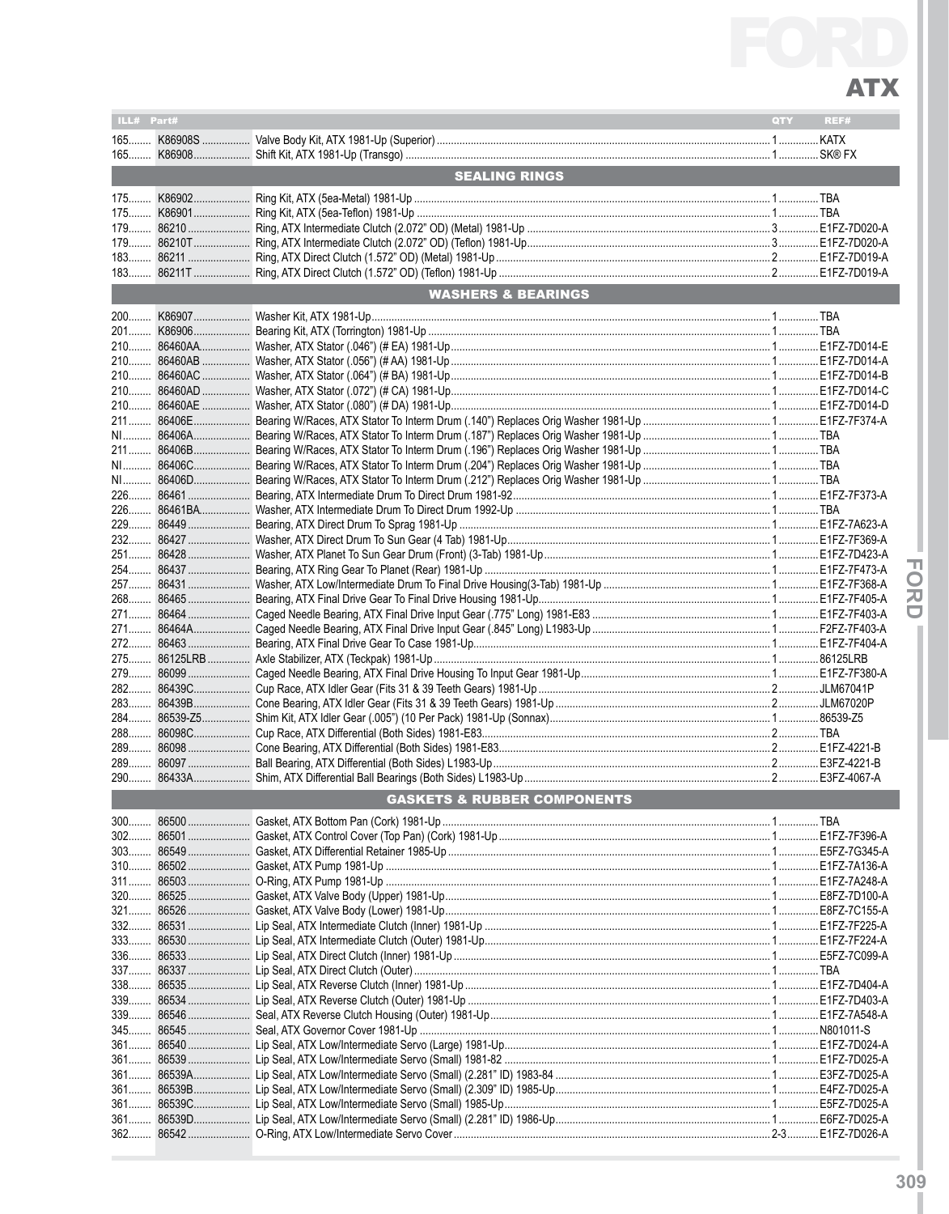# FORD

## ATX

| ILL# | Part# | | QTY | REF# |
|---|---|---|---|---|
| 165 | K86908S | Valve Body Kit, ATX 1981-Up (Superior) | 1 | KATX |
| 165 | K86908 | Shift Kit, ATX 1981-Up (Transgo) | 1 | SK® FX |
| | | **SEALING RINGS** | | |
| 175 | K86902 | Ring Kit, ATX (5ea-Metal) 1981-Up | 1 | TBA |
| 175 | K86901 | Ring Kit, ATX (5ea-Teflon) 1981-Up | 1 | TBA |
| 179 | 86210 | Ring, ATX Intermediate Clutch (2.072" OD) (Metal) 1981-Up | 3 | E1FZ-7D020-A |
| 179 | 86210T | Ring, ATX Intermediate Clutch (2.072" OD) (Teflon) 1981-Up | 3 | E1FZ-7D020-A |
| 183 | 86211 | Ring, ATX Direct Clutch (1.572" OD) (Metal) 1981-Up | 2 | E1FZ-7D019-A |
| 183 | 86211T | Ring, ATX Direct Clutch (1.572" OD) (Teflon) 1981-Up | 2 | E1FZ-7D019-A |
| | | **WASHERS & BEARINGS** | | |
| 200 | K86907 | Washer Kit, ATX 1981-Up | 1 | TBA |
| 201 | K86906 | Bearing Kit, ATX (Torrington) 1981-Up | 1 | TBA |
| 210 | 86460AA | Washer, ATX Stator (.046") (# EA) 1981-Up | 1 | E1FZ-7D014-E |
| 210 | 86460AB | Washer, ATX Stator (.056") (# AA) 1981-Up | 1 | E1FZ-7D014-A |
| 210 | 86460AC | Washer, ATX Stator (.064") (# BA) 1981-Up | 1 | E1FZ-7D014-B |
| 210 | 86460AD | Washer, ATX Stator (.072") (# CA) 1981-Up | 1 | E1FZ-7D014-C |
| 210 | 86460AE | Washer, ATX Stator (.080") (# DA) 1981-Up | 1 | E1FZ-7D014-D |
| 211 | 86406E | Bearing W/Races, ATX Stator To Interm Drum (.140") Replaces Orig Washer 1981-Up | 1 | E1FZ-7F374-A |
| NI | 86406A | Bearing W/Races, ATX Stator To Interm Drum (.187") Replaces Orig Washer 1981-Up | 1 | TBA |
| 211 | 86406B | Bearing W/Races, ATX Stator To Interm Drum (.196") Replaces Orig Washer 1981-Up | 1 | TBA |
| NI | 86406C | Bearing W/Races, ATX Stator To Interm Drum (.204") Replaces Orig Washer 1981-Up | 1 | TBA |
| NI | 86406D | Bearing W/Races, ATX Stator To Interm Drum (.212") Replaces Orig Washer 1981-Up | 1 | TBA |
| 226 | 86461 | Bearing, ATX Intermediate Drum To Direct Drum 1981-92 | 1 | E1FZ-7F373-A |
| 226 | 86461BA | Washer, ATX Intermediate Drum To Direct Drum 1992-Up | 1 | TBA |
| 229 | 86449 | Bearing, ATX Direct Drum To Sprag 1981-Up | 1 | E1FZ-7A623-A |
| 232 | 86427 | Washer, ATX Direct Drum To Sun Gear (4 Tab) 1981-Up | 1 | E1FZ-7F369-A |
| 251 | 86428 | Washer, ATX Planet To Sun Gear Drum (Front) (3-Tab) 1981-Up | 1 | E1FZ-7D423-A |
| 254 | 86437 | Bearing, ATX Ring Gear To Planet (Rear) 1981-Up | 1 | E1FZ-7F473-A |
| 257 | 86431 | Washer, ATX Low/Intermediate Drum To Final Drive Housing(3-Tab) 1981-Up | 1 | E1FZ-7F368-A |
| 268 | 86465 | Bearing, ATX Final Drive Gear To Final Drive Housing 1981-Up | 1 | E1FZ-7F405-A |
| 271 | 86464 | Caged Needle Bearing, ATX Final Drive Input Gear (.775" Long) 1981-E83 | 1 | E1FZ-7F403-A |
| 271 | 86464A | Caged Needle Bearing, ATX Final Drive Input Gear (.845" Long) L1983-Up | 1 | F2FZ-7F403-A |
| 272 | 86463 | Bearing, ATX Final Drive Gear To Case 1981-Up | 1 | E1FZ-7F404-A |
| 275 | 86125LRB | Axle Stabilizer, ATX (Teckpak) 1981-Up | 1 | 86125LRB |
| 279 | 86099 | Caged Needle Bearing, ATX Final Drive Housing To Input Gear 1981-Up | 1 | E1FZ-7F380-A |
| 282 | 86439C | Cup Race, ATX Idler Gear (Fits 31 & 39 Teeth Gears) 1981-Up | 2 | JLM67041P |
| 283 | 86439B | Cone Bearing, ATX Idler Gear (Fits 31 & 39 Teeth Gears) 1981-Up | 2 | JLM67020P |
| 284 | 86539-Z5 | Shim Kit, ATX Idler Gear (.005") (10 Per Pack) 1981-Up (Sonnax) | 1 | 86539-Z5 |
| 288 | 86098C | Cup Race, ATX Differential (Both Sides) 1981-E83 | 2 | TBA |
| 289 | 86098 | Cone Bearing, ATX Differential (Both Sides) 1981-E83 | 2 | E1FZ-4221-B |
| 289 | 86097 | Ball Bearing, ATX Differential (Both Sides) L1983-Up | 2 | E3FZ-4221-B |
| 290 | 86433A | Shim, ATX Differential Ball Bearings (Both Sides) L1983-Up | 2 | E3FZ-4067-A |
| | | **GASKETS & RUBBER COMPONENTS** | | |
| 300 | 86500 | Gasket, ATX Bottom Pan (Cork) 1981-Up | 1 | TBA |
| 302 | 86501 | Gasket, ATX Control Cover (Top Pan) (Cork) 1981-Up | 1 | E1FZ-7F396-A |
| 303 | 86549 | Gasket, ATX Differential Retainer 1985-Up | 1 | E5FZ-7G345-A |
| 310 | 86502 | Gasket, ATX Pump 1981-Up | 1 | E1FZ-7A136-A |
| 311 | 86503 | O-Ring, ATX Pump 1981-Up | 1 | E1FZ-7A248-A |
| 320 | 86525 | Gasket, ATX Valve Body (Upper) 1981-Up | 1 | E8FZ-7D100-A |
| 321 | 86526 | Gasket, ATX Valve Body (Lower) 1981-Up | 1 | E8FZ-7C155-A |
| 332 | 86531 | Lip Seal, ATX Intermediate Clutch (Inner) 1981-Up | 1 | E1FZ-7F225-A |
| 333 | 86530 | Lip Seal, ATX Intermediate Clutch (Outer) 1981-Up | 1 | E1FZ-7F224-A |
| 336 | 86533 | Lip Seal, ATX Direct Clutch (Inner) 1981-Up | 1 | E5FZ-7C099-A |
| 337 | 86337 | Lip Seal, ATX Direct Clutch (Outer) | 1 | TBA |
| 338 | 86535 | Lip Seal, ATX Reverse Clutch (Inner) 1981-Up | 1 | E1FZ-7D404-A |
| 339 | 86534 | Lip Seal, ATX Reverse Clutch (Outer) 1981-Up | 1 | E1FZ-7D403-A |
| 339 | 86546 | Seal, ATX Reverse Clutch Housing (Outer) 1981-Up | 1 | E1FZ-7A548-A |
| 345 | 86545 | Seal, ATX Governor Cover 1981-Up | 1 | N801011-S |
| 361 | 86540 | Lip Seal, ATX Low/Intermediate Servo (Large) 1981-Up | 1 | E1FZ-7D024-A |
| 361 | 86539 | Lip Seal, ATX Low/Intermediate Servo (Small) 1981-82 | 1 | E1FZ-7D025-A |
| 361 | 86539A | Lip Seal, ATX Low/Intermediate Servo (Small) (2.281" ID) 1983-84 | 1 | E3FZ-7D025-A |
| 361 | 86539B | Lip Seal, ATX Low/Intermediate Servo (Small) (2.309" ID) 1985-Up | 1 | E4FZ-7D025-A |
| 361 | 86539C | Lip Seal, ATX Low/Intermediate Servo (Small) 1985-Up | 1 | E5FZ-7D025-A |
| 361 | 86539D | Lip Seal, ATX Low/Intermediate Servo (Small) (2.281" ID) 1986-Up | 1 | E6FZ-7D025-A |
| 362 | 86542 | O-Ring, ATX Low/Intermediate Servo Cover | 2-3 | E1FZ-7D026-A |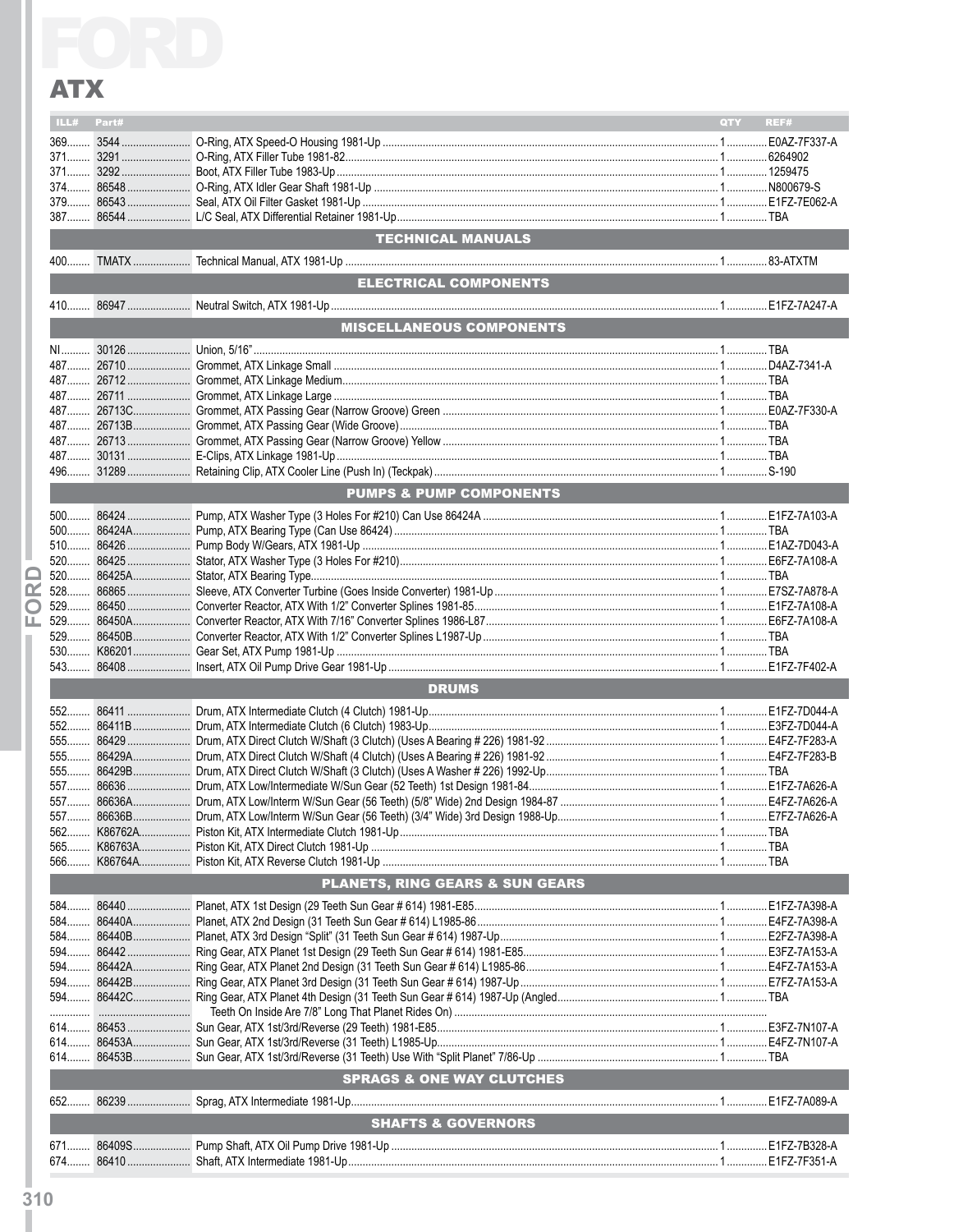# FORD

## ATX

| ILL# | Part# | | QTY | REF# |
|---|---|---|---|---|
| 369 | 3544 | O-Ring, ATX Speed-O Housing 1981-Up | 1 | E0AZ-7F337-A |
| 371 | 3291 | O-Ring, ATX Filler Tube 1981-82 | 1 | 6264902 |
| 371 | 3292 | Boot, ATX Filler Tube 1983-Up | 1 | 1259475 |
| 374 | 86548 | O-Ring, ATX Idler Gear Shaft 1981-Up | 1 | N800679-S |
| 379 | 86543 | Seal, ATX Oil Filter Gasket 1981-Up | 1 | E1FZ-7E062-A |
| 387 | 86544 | L/C Seal, ATX Differential Retainer 1981-Up | 1 | TBA |
| | | **TECHNICAL MANUALS** | | |
| 400 | TMATX | Technical Manual, ATX 1981-Up | 1 | 83-ATXTM |
| | | **ELECTRICAL COMPONENTS** | | |
| 410 | 86947 | Neutral Switch, ATX 1981-Up | 1 | E1FZ-7A247-A |
| | | **MISCELLANEOUS COMPONENTS** | | |
| NI | 30126 | Union, 5/16" | 1 | TBA |
| 487 | 26710 | Grommet, ATX Linkage Small | 1 | D4AZ-7341-A |
| 487 | 26712 | Grommet, ATX Linkage Medium | 1 | TBA |
| 487 | 26711 | Grommet, ATX Linkage Large | 1 | TBA |
| 487 | 26713C | Grommet, ATX Passing Gear (Narrow Groove) Green | 1 | E0AZ-7F330-A |
| 487 | 26713B | Grommet, ATX Passing Gear (Wide Groove) | 1 | TBA |
| 487 | 26713 | Grommet, ATX Passing Gear (Narrow Groove) Yellow | 1 | TBA |
| 487 | 30131 | E-Clips, ATX Linkage 1981-Up | 1 | TBA |
| 496 | 31289 | Retaining Clip, ATX Cooler Line (Push In) (Teckpak) | 1 | S-190 |
| | | **PUMPS & PUMP COMPONENTS** | | |
| 500 | 86424 | Pump, ATX Washer Type (3 Holes For #210) Can Use 86424A | 1 | E1FZ-7A103-A |
| 500 | 86424A | Pump, ATX Bearing Type (Can Use 86424) | 1 | TBA |
| 510 | 86426 | Pump Body W/Gears, ATX 1981-Up | 1 | E1AZ-7D043-A |
| 520 | 86425 | Stator, ATX Washer Type (3 Holes For #210) | 1 | E6FZ-7A108-A |
| 520 | 86425A | Stator, ATX Bearing Type | 1 | TBA |
| 528 | 86865 | Sleeve, ATX Converter Turbine (Goes Inside Converter) 1981-Up | 1 | E7SZ-7A878-A |
| 529 | 86450 | Converter Reactor, ATX With 1/2" Converter Splines 1981-85 | 1 | E1FZ-7A108-A |
| 529 | 86450A | Converter Reactor, ATX With 7/16" Converter Splines 1986-L87 | 1 | E6FZ-7A108-A |
| 529 | 86450B | Converter Reactor, ATX With 1/2" Converter Splines L1987-Up | 1 | TBA |
| 530 | K86201 | Gear Set, ATX Pump 1981-Up | 1 | TBA |
| 543 | 86408 | Insert, ATX Oil Pump Drive Gear 1981-Up | 1 | E1FZ-7F402-A |
| | | **DRUMS** | | |
| 552 | 86411 | Drum, ATX Intermediate Clutch (4 Clutch) 1981-Up | 1 | E1FZ-7D044-A |
| 552 | 86411B | Drum, ATX Intermediate Clutch (6 Clutch) 1983-Up | 1 | E3FZ-7D044-A |
| 555 | 86429 | Drum, ATX Direct Clutch W/Shaft (3 Clutch) (Uses A Bearing # 226) 1981-92 | 1 | E4FZ-7F283-A |
| 555 | 86429A | Drum, ATX Direct Clutch W/Shaft (4 Clutch) (Uses A Bearing # 226) 1981-92 | 1 | E4FZ-7F283-B |
| 555 | 86429B | Drum, ATX Direct Clutch W/Shaft (3 Clutch) (Uses A Washer # 226) 1992-Up | 1 | TBA |
| 557 | 86636 | Drum, ATX Low/Intermediate W/Sun Gear (52 Teeth) 1st Design 1981-84 | 1 | E1FZ-7A626-A |
| 557 | 86636A | Drum, ATX Low/Interm W/Sun Gear (56 Teeth) (5/8" Wide) 2nd Design 1984-87 | 1 | E4FZ-7A626-A |
| 557 | 86636B | Drum, ATX Low/Interm W/Sun Gear (56 Teeth) (3/4" Wide) 3rd Design 1988-Up | 1 | E7FZ-7A626-A |
| 562 | K86762A | Piston Kit, ATX Intermediate Clutch 1981-Up | 1 | TBA |
| 565 | K86763A | Piston Kit, ATX Direct Clutch 1981-Up | 1 | TBA |
| 566 | K86764A | Piston Kit, ATX Reverse Clutch 1981-Up | 1 | TBA |
| | | **PLANETS, RING GEARS & SUN GEARS** | | |
| 584 | 86440 | Planet, ATX 1st Design (29 Teeth Sun Gear # 614) 1981-E85 | 1 | E1FZ-7A398-A |
| 584 | 86440A | Planet, ATX 2nd Design (31 Teeth Sun Gear # 614) L1985-86 | 1 | E4FZ-7A398-A |
| 584 | 86440B | Planet, ATX 3rd Design "Split" (31 Teeth Sun Gear # 614) 1987-Up | 1 | E2FZ-7A398-A |
| 594 | 86442 | Ring Gear, ATX Planet 1st Design (29 Teeth Sun Gear # 614) 1981-E85 | 1 | E3FZ-7A153-A |
| 594 | 86442A | Ring Gear, ATX Planet 2nd Design (31 Teeth Sun Gear # 614) L1985-86 | 1 | E4FZ-7A153-A |
| 594 | 86442B | Ring Gear, ATX Planet 3rd Design (31 Teeth Sun Gear # 614) 1987-Up | 1 | E7FZ-7A153-A |
| 594 | 86442C | Ring Gear, ATX Planet 4th Design (31 Teeth Sun Gear # 614) 1987-Up (Angled Teeth On Inside Are 7/8" Long That Planet Rides On) | 1 | TBA |
| 614 | 86453 | Sun Gear, ATX 1st/3rd/Reverse (29 Teeth) 1981-E85 | 1 | E3FZ-7N107-A |
| 614 | 86453A | Sun Gear, ATX 1st/3rd/Reverse (31 Teeth) L1985-Up | 1 | E4FZ-7N107-A |
| 614 | 86453B | Sun Gear, ATX 1st/3rd/Reverse (31 Teeth) Use With "Split Planet" 7/86-Up | 1 | TBA |
| | | **SPRAGS & ONE WAY CLUTCHES** | | |
| 652 | 86239 | Sprag, ATX Intermediate 1981-Up | 1 | E1FZ-7A089-A |
| | | **SHAFTS & GOVERNORS** | | |
| 671 | 86409S | Pump Shaft, ATX Oil Pump Drive 1981-Up | 1 | E1FZ-7B328-A |
| 674 | 86410 | Shaft, ATX Intermediate 1981-Up | 1 | E1FZ-7F351-A |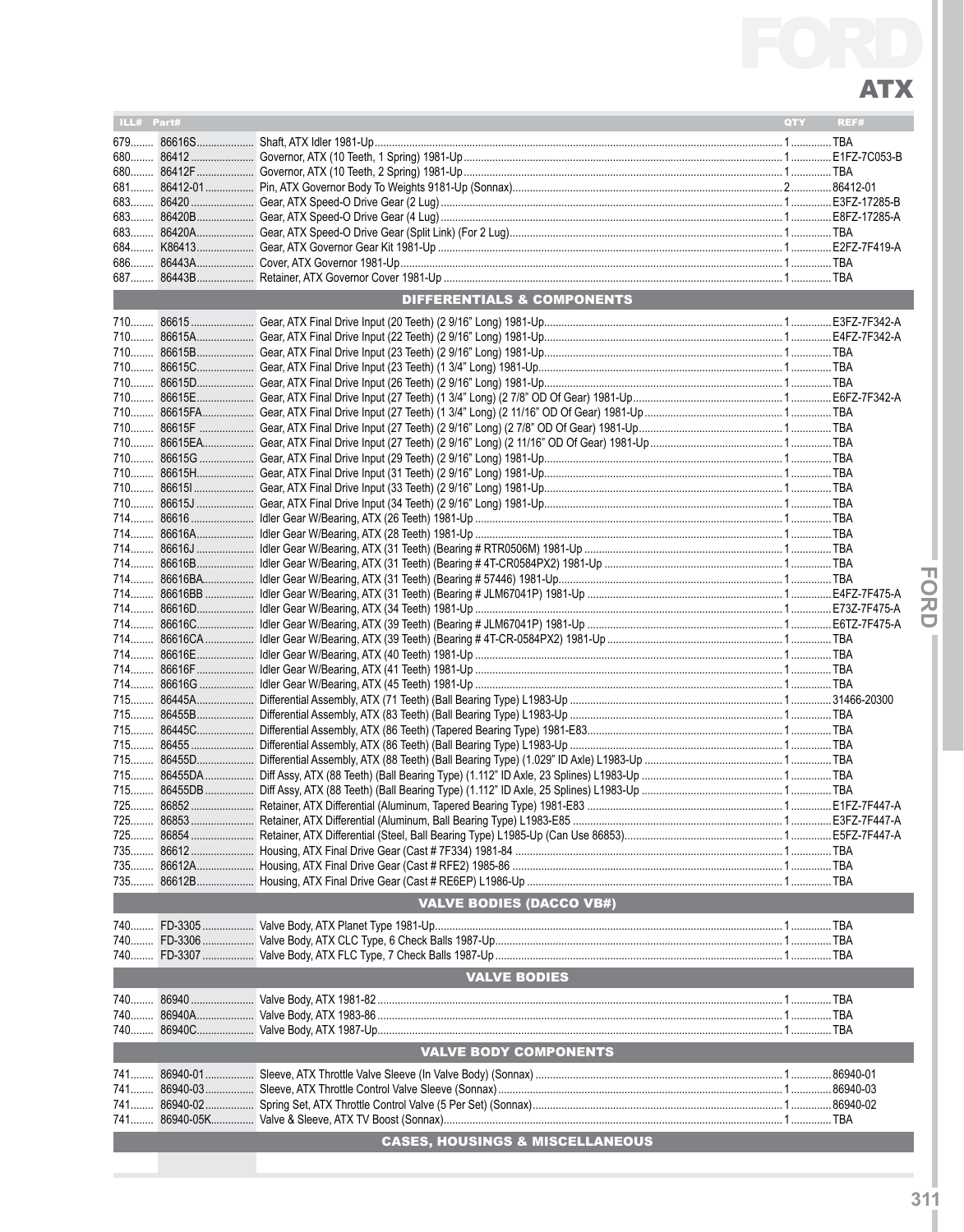# FORD

## ATX

| ILL# | Part# | | QTY | REF# |
|---|---|---|---|---|
| 679 | 86616S | Shaft, ATX Idler 1981-Up | 1 | TBA |
| 680 | 86412 | Governor, ATX (10 Teeth, 1 Spring) 1981-Up | 1 | E1FZ-7C053-B |
| 680 | 86412F | Governor, ATX (10 Teeth, 2 Spring) 1981-Up | 1 | TBA |
| 681 | 86412-01 | Pin, ATX Governor Body To Weights 9181-Up (Sonnax) | 2 | 86412-01 |
| 683 | 86420 | Gear, ATX Speed-O Drive Gear (2 Lug) | 1 | E3FZ-17285-B |
| 683 | 86420B | Gear, ATX Speed-O Drive Gear (4 Lug) | 1 | E8FZ-17285-A |
| 683 | 86420A | Gear, ATX Speed-O Drive Gear (Split Link) (For 2 Lug) | 1 | TBA |
| 684 | K86413 | Gear, ATX Governor Gear Kit 1981-Up | 1 | E2FZ-7F419-A |
| 686 | 86443A | Cover, ATX Governor 1981-Up | 1 | TBA |
| 687 | 86443B | Retainer, ATX Governor Cover 1981-Up | 1 | TBA |

### DIFFERENTIALS & COMPONENTS

| ILL# | Part# | | QTY | REF# |
|---|---|---|---|---|
| 710 | 86615 | Gear, ATX Final Drive Input (20 Teeth) (2 9/16" Long) 1981-Up | 1 | E3FZ-7F342-A |
| 710 | 86615A | Gear, ATX Final Drive Input (22 Teeth) (2 9/16" Long) 1981-Up | 1 | E4FZ-7F342-A |
| 710 | 86615B | Gear, ATX Final Drive Input (23 Teeth) (2 9/16" Long) 1981-Up | 1 | TBA |
| 710 | 86615C | Gear, ATX Final Drive Input (23 Teeth) (1 3/4" Long) 1981-Up | 1 | TBA |
| 710 | 86615D | Gear, ATX Final Drive Input (26 Teeth) (2 9/16" Long) 1981-Up | 1 | TBA |
| 710 | 86615E | Gear, ATX Final Drive Input (27 Teeth) (1 3/4" Long) (2 7/8" OD Of Gear) 1981-Up | 1 | E6FZ-7F342-A |
| 710 | 86615FA | Gear, ATX Final Drive Input (27 Teeth) (1 3/4" Long) (2 11/16" OD Of Gear) 1981-Up | 1 | TBA |
| 710 | 86615F | Gear, ATX Final Drive Input (27 Teeth) (2 9/16" Long) (2 7/8" OD Of Gear) 1981-Up | 1 | TBA |
| 710 | 86615EA | Gear, ATX Final Drive Input (27 Teeth) (2 9/16" Long) (2 11/16" OD Of Gear) 1981-Up | 1 | TBA |
| 710 | 86615G | Gear, ATX Final Drive Input (29 Teeth) (2 9/16" Long) 1981-Up | 1 | TBA |
| 710 | 86615H | Gear, ATX Final Drive Input (31 Teeth) (2 9/16" Long) 1981-Up | 1 | TBA |
| 710 | 86615I | Gear, ATX Final Drive Input (33 Teeth) (2 9/16" Long) 1981-Up | 1 | TBA |
| 710 | 86615J | Gear, ATX Final Drive Input (34 Teeth) (2 9/16" Long) 1981-Up | 1 | TBA |
| 714 | 86616 | Idler Gear W/Bearing, ATX (26 Teeth) 1981-Up | 1 | TBA |
| 714 | 86616A | Idler Gear W/Bearing, ATX (28 Teeth) 1981-Up | 1 | TBA |
| 714 | 86616J | Idler Gear W/Bearing, ATX (31 Teeth) (Bearing # RTR0506M) 1981-Up | 1 | TBA |
| 714 | 86616B | Idler Gear W/Bearing, ATX (31 Teeth) (Bearing # 4T-CR0584PX2) 1981-Up | 1 | TBA |
| 714 | 86616BA | Idler Gear W/Bearing, ATX (31 Teeth) (Bearing # 57446) 1981-Up | 1 | TBA |
| 714 | 86616BB | Idler Gear W/Bearing, ATX (31 Teeth) (Bearing # JLM67041P) 1981-Up | 1 | E4FZ-7F475-A |
| 714 | 86616D | Idler Gear W/Bearing, ATX (34 Teeth) 1981-Up | 1 | E73Z-7F475-A |
| 714 | 86616C | Idler Gear W/Bearing, ATX (39 Teeth) (Bearing # JLM67041P) 1981-Up | 1 | E6TZ-7F475-A |
| 714 | 86616CA | Idler Gear W/Bearing, ATX (39 Teeth) (Bearing # 4T-CR-0584PX2) 1981-Up | 1 | TBA |
| 714 | 86616E | Idler Gear W/Bearing, ATX (40 Teeth) 1981-Up | 1 | TBA |
| 714 | 86616F | Idler Gear W/Bearing, ATX (41 Teeth) 1981-Up | 1 | TBA |
| 714 | 86616G | Idler Gear W/Bearing, ATX (45 Teeth) 1981-Up | 1 | TBA |
| 715 | 86445A | Differential Assembly, ATX (71 Teeth) (Ball Bearing Type) L1983-Up | 1 | 31466-20300 |
| 715 | 86455B | Differential Assembly, ATX (83 Teeth) (Ball Bearing Type) L1983-Up | 1 | TBA |
| 715 | 86445C | Differential Assembly, ATX (86 Teeth) (Tapered Bearing Type) 1981-E83 | 1 | TBA |
| 715 | 86455 | Differential Assembly, ATX (86 Teeth) (Ball Bearing Type) L1983-Up | 1 | TBA |
| 715 | 86455D | Differential Assembly, ATX (88 Teeth) (Ball Bearing Type) (1.029" ID Axle) L1983-Up | 1 | TBA |
| 715 | 86455DA | Diff Assy, ATX (88 Teeth) (Ball Bearing Type) (1.112" ID Axle, 23 Splines) L1983-Up | 1 | TBA |
| 715 | 86455DB | Diff Assy, ATX (88 Teeth) (Ball Bearing Type) (1.112" ID Axle, 25 Splines) L1983-Up | 1 | TBA |
| 725 | 86852 | Retainer, ATX Differential (Aluminum, Tapered Bearing Type) 1981-E83 | 1 | E1FZ-7F447-A |
| 725 | 86853 | Retainer, ATX Differential (Aluminum, Ball Bearing Type) L1983-E85 | 1 | E3FZ-7F447-A |
| 725 | 86854 | Retainer, ATX Differential (Steel, Ball Bearing Type) L1985-Up (Can Use 86853) | 1 | E5FZ-7F447-A |
| 735 | 86612 | Housing, ATX Final Drive Gear (Cast # 7F334) 1981-84 | 1 | TBA |
| 735 | 86612A | Housing, ATX Final Drive Gear (Cast # RFE2) 1985-86 | 1 | TBA |
| 735 | 86612B | Housing, ATX Final Drive Gear (Cast # RE6EP) L1986-Up | 1 | TBA |

### VALVE BODIES (DACCO VB#)

| ILL# | Part# | | QTY | REF# |
|---|---|---|---|---|
| 740 | FD-3305 | Valve Body, ATX Planet Type 1981-Up | 1 | TBA |
| 740 | FD-3306 | Valve Body, ATX CLC Type, 6 Check Balls 1987-Up | 1 | TBA |
| 740 | FD-3307 | Valve Body, ATX FLC Type, 7 Check Balls 1987-Up | 1 | TBA |

### VALVE BODIES

| ILL# | Part# | | QTY | REF# |
|---|---|---|---|---|
| 740 | 86940 | Valve Body, ATX 1981-82 | 1 | TBA |
| 740 | 86940A | Valve Body, ATX 1983-86 | 1 | TBA |
| 740 | 86940C | Valve Body, ATX 1987-Up | 1 | TBA |

### VALVE BODY COMPONENTS

| ILL# | Part# | | QTY | REF# |
|---|---|---|---|---|
| 741 | 86940-01 | Sleeve, ATX Throttle Valve Sleeve (In Valve Body) (Sonnax) | 1 | 86940-01 |
| 741 | 86940-03 | Sleeve, ATX Throttle Control Valve Sleeve (Sonnax) | 1 | 86940-03 |
| 741 | 86940-02 | Spring Set, ATX Throttle Control Valve (5 Per Set) (Sonnax) | 1 | 86940-02 |
| 741 | 86940-05K | Valve & Sleeve, ATX TV Boost (Sonnax) | 1 | TBA |

### CASES, HOUSINGS & MISCELLANEOUS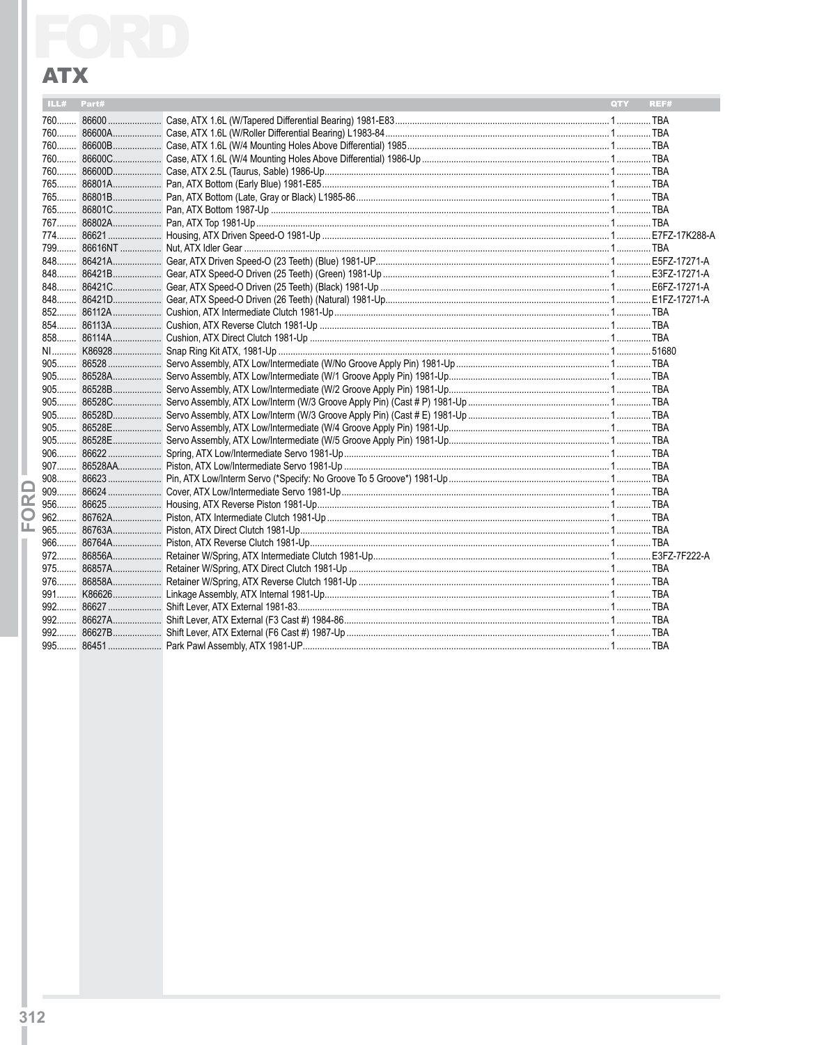# FORD

## ATX

| ILL# | Part# | | QTY | REF# |
|---|---|---|---|---|
| 760 | 86600 | Case, ATX 1.6L (W/Tapered Differential Bearing) 1981-E83 | 1 | TBA |
| 760 | 86600A | Case, ATX 1.6L (W/Roller Differential Bearing) L1983-84 | 1 | TBA |
| 760 | 86600B | Case, ATX 1.6L (W/4 Mounting Holes Above Differential) 1985 | 1 | TBA |
| 760 | 86600C | Case, ATX 1.6L (W/4 Mounting Holes Above Differential) 1986-Up | 1 | TBA |
| 760 | 86600D | Case, ATX 2.5L (Taurus, Sable) 1986-Up | 1 | TBA |
| 765 | 86801A | Pan, ATX Bottom (Early Blue) 1981-E85 | 1 | TBA |
| 765 | 86801B | Pan, ATX Bottom (Late, Gray or Black) L1985-86 | 1 | TBA |
| 765 | 86801C | Pan, ATX Bottom 1987-Up | 1 | TBA |
| 767 | 86802A | Pan, ATX Top 1981-Up | 1 | TBA |
| 774 | 86621 | Housing, ATX Driven Speed-O 1981-Up | 1 | E7FZ-17K288-A |
| 799 | 86616NT | Nut, ATX Idler Gear | 1 | TBA |
| 848 | 86421A | Gear, ATX Driven Speed-O (23 Teeth) (Blue) 1981-UP | 1 | E5FZ-17271-A |
| 848 | 86421B | Gear, ATX Speed-O Driven (25 Teeth) (Green) 1981-Up | 1 | E3FZ-17271-A |
| 848 | 86421C | Gear, ATX Speed-O Driven (25 Teeth) (Black) 1981-Up | 1 | E6FZ-17271-A |
| 848 | 86421D | Gear, ATX Speed-O Driven (26 Teeth) (Natural) 1981-Up | 1 | E1FZ-17271-A |
| 852 | 86112A | Cushion, ATX Intermediate Clutch 1981-Up | 1 | TBA |
| 854 | 86113A | Cushion, ATX Reverse Clutch 1981-Up | 1 | TBA |
| 858 | 86114A | Cushion, ATX Direct Clutch 1981-Up | 1 | TBA |
| NI | K86928 | Snap Ring Kit ATX, 1981-Up | 1 | 51680 |
| 905 | 86528 | Servo Assembly, ATX Low/Intermediate (W/No Groove Apply Pin) 1981-Up | 1 | TBA |
| 905 | 86528A | Servo Assembly, ATX Low/Intermediate (W/1 Groove Apply Pin) 1981-Up | 1 | TBA |
| 905 | 86528B | Servo Assembly, ATX Low/Intermediate (W/2 Groove Apply Pin) 1981-Up | 1 | TBA |
| 905 | 86528C | Servo Assembly, ATX Low/Interm (W/3 Groove Apply Pin) (Cast # P) 1981-Up | 1 | TBA |
| 905 | 86528D | Servo Assembly, ATX Low/Interm (W/3 Groove Apply Pin) (Cast # E) 1981-Up | 1 | TBA |
| 905 | 86528E | Servo Assembly, ATX Low/Intermediate (W/4 Groove Apply Pin) 1981-Up | 1 | TBA |
| 905 | 86528E | Servo Assembly, ATX Low/Intermediate (W/5 Groove Apply Pin) 1981-Up | 1 | TBA |
| 906 | 86622 | Spring, ATX Low/Intermediate Servo 1981-Up | 1 | TBA |
| 907 | 86528AA | Piston, ATX Low/Intermediate Servo 1981-Up | 1 | TBA |
| 908 | 86623 | Pin, ATX Low/Interm Servo (*Specify: No Groove To 5 Groove*) 1981-Up | 1 | TBA |
| 909 | 86624 | Cover, ATX Low/Intermediate Servo 1981-Up | 1 | TBA |
| 956 | 86625 | Housing, ATX Reverse Piston 1981-Up | 1 | TBA |
| 962 | 86762A | Piston, ATX Intermediate Clutch 1981-Up | 1 | TBA |
| 965 | 86763A | Piston, ATX Direct Clutch 1981-Up | 1 | TBA |
| 966 | 86764A | Piston, ATX Reverse Clutch 1981-Up | 1 | TBA |
| 972 | 86856A | Retainer W/Spring, ATX Intermediate Clutch 1981-Up | 1 | E3FZ-7F222-A |
| 975 | 86857A | Retainer W/Spring, ATX Direct Clutch 1981-Up | 1 | TBA |
| 976 | 86858A | Retainer W/Spring, ATX Reverse Clutch 1981-Up | 1 | TBA |
| 991 | K86626 | Linkage Assembly, ATX Internal 1981-Up | 1 | TBA |
| 992 | 86627 | Shift Lever, ATX External 1981-83 | 1 | TBA |
| 992 | 86627A | Shift Lever, ATX External (F3 Cast #) 1984-86 | 1 | TBA |
| 992 | 86627B | Shift Lever, ATX External (F6 Cast #) 1987-Up | 1 | TBA |
| 995 | 86451 | Park Pawl Assembly, ATX 1981-UP | 1 | TBA |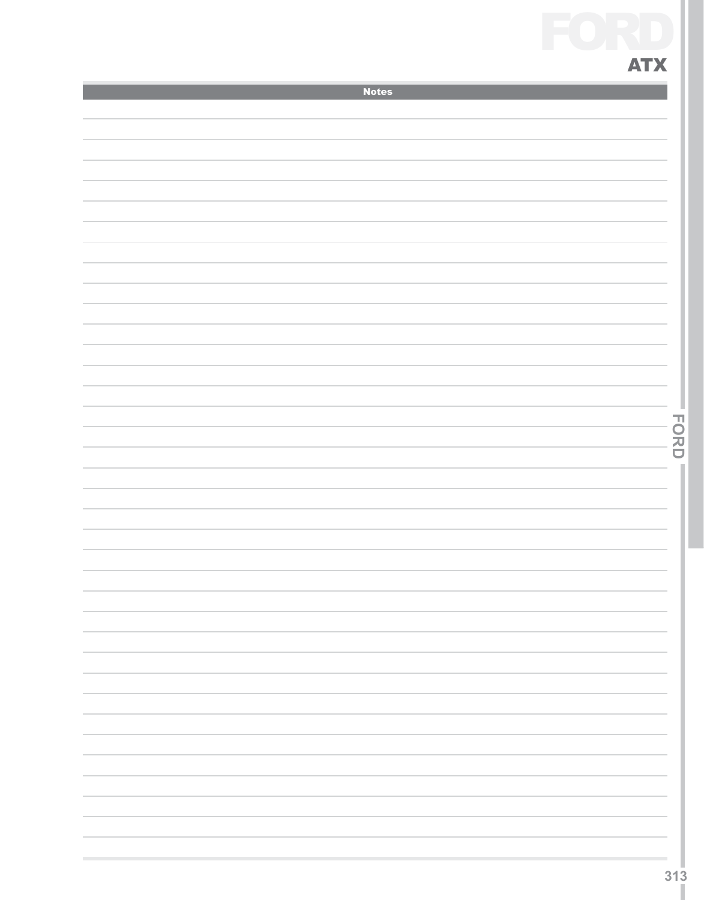## Notes